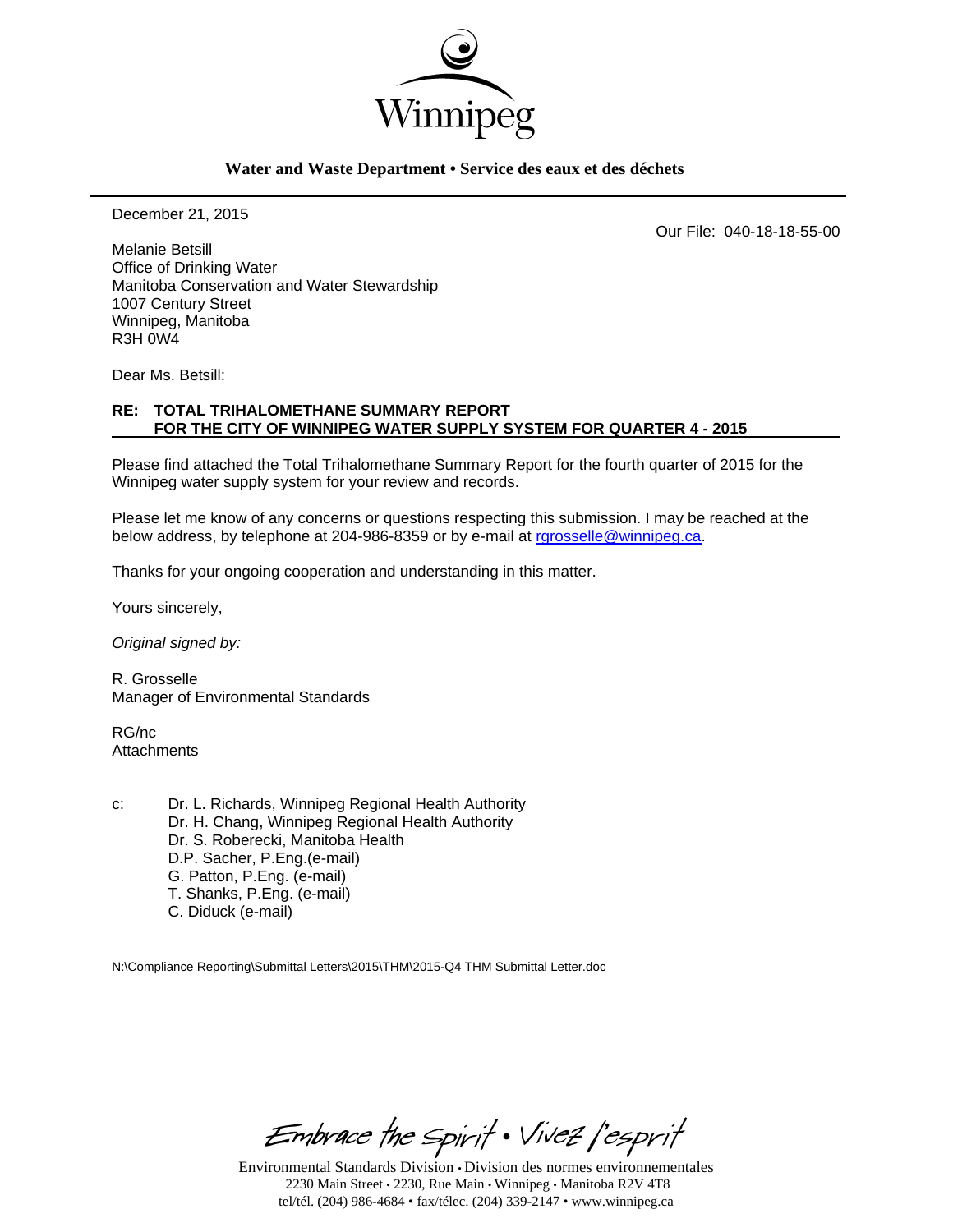Winnipeg

**Water and Waste Department • Service des eaux et des déchets**

December 21, 2015

Our File: 040-18-18-55-00

Melanie Betsill
Office of Drinking Water
Manitoba Conservation and Water Stewardship
1007 Century Street
Winnipeg, Manitoba
R3H 0W4

Dear Ms. Betsill:

**RE: TOTAL TRIHALOMETHANE SUMMARY REPORT FOR THE CITY OF WINNIPEG WATER SUPPLY SYSTEM FOR QUARTER 4 - 2015**

Please find attached the Total Trihalomethane Summary Report for the fourth quarter of 2015 for the Winnipeg water supply system for your review and records.

Please let me know of any concerns or questions respecting this submission. I may be reached at the below address, by telephone at 204-986-8359 or by e-mail at rgrosselle@winnipeg.ca.

Thanks for your ongoing cooperation and understanding in this matter.

Yours sincerely,

*Original signed by:*

R. Grosselle
Manager of Environmental Standards

RG/nc
Attachments

c: Dr. L. Richards, Winnipeg Regional Health Authority
Dr. H. Chang, Winnipeg Regional Health Authority
Dr. S. Roberecki, Manitoba Health
D.P. Sacher, P.Eng.(e-mail)
G. Patton, P.Eng. (e-mail)
T. Shanks, P.Eng. (e-mail)
C. Diduck (e-mail)

N:\Compliance Reporting\Submittal Letters\2015\THM\2015-Q4 THM Submittal Letter.doc

*Embrace the Spirit • Vivez l'esprit*

Environmental Standards Division • Division des normes environnementales
2230 Main Street • 2230, Rue Main • Winnipeg • Manitoba R2V 4T8
tel/tél. (204) 986-4684 • fax/télec. (204) 339-2147 • www.winnipeg.ca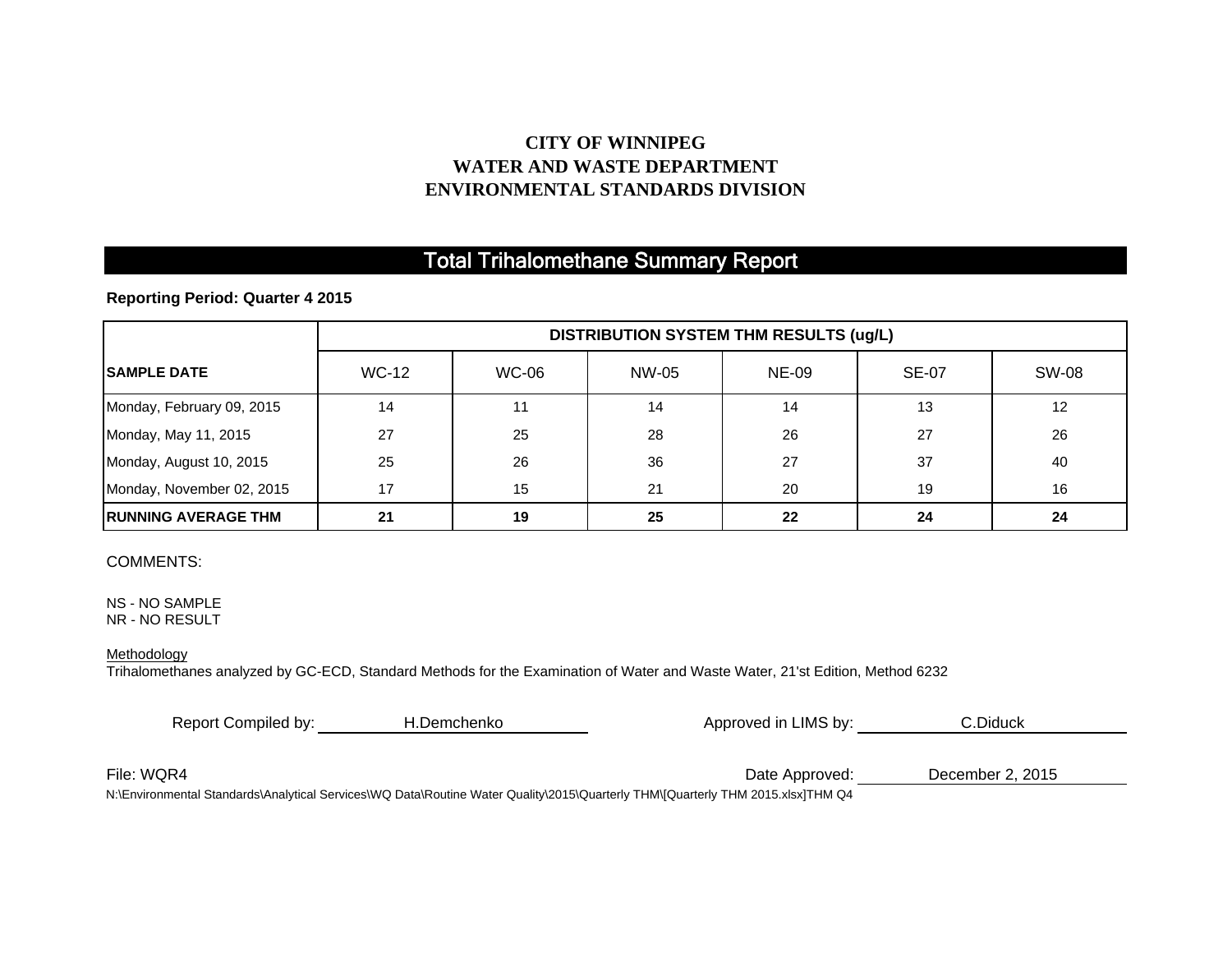**CITY OF WINNIPEG**
**WATER AND WASTE DEPARTMENT**
**ENVIRONMENTAL STANDARDS DIVISION**

# Total Trihalomethane Summary Report

**Reporting Period: Quarter 4 2015**

| | DISTRIBUTION SYSTEM THM RESULTS (ug/L) | | | | | |
|---|---|---|---|---|---|---|
| **SAMPLE DATE** | WC-12 | WC-06 | NW-05 | NE-09 | SE-07 | SW-08 |
| Monday, February 09, 2015 | 14 | 11 | 14 | 14 | 13 | 12 |
| Monday, May 11, 2015 | 27 | 25 | 28 | 26 | 27 | 26 |
| Monday, August 10, 2015 | 25 | 26 | 36 | 27 | 37 | 40 |
| Monday, November 02, 2015 | 17 | 15 | 21 | 20 | 19 | 16 |
| **RUNNING AVERAGE THM** | **21** | **19** | **25** | **22** | **24** | **24** |

COMMENTS:

NS - NO SAMPLE
NR - NO RESULT

Methodology
Trihalomethanes analyzed by GC-ECD, Standard Methods for the Examination of Water and Waste Water, 21'st Edition, Method 6232

Report Compiled by: H.Demchenko

Approved in LIMS by: C.Diduck

File: WQR4

Date Approved: December 2, 2015

N:\Environmental Standards\Analytical Services\WQ Data\Routine Water Quality\2015\Quarterly THM\[Quarterly THM 2015.xlsx]THM Q4